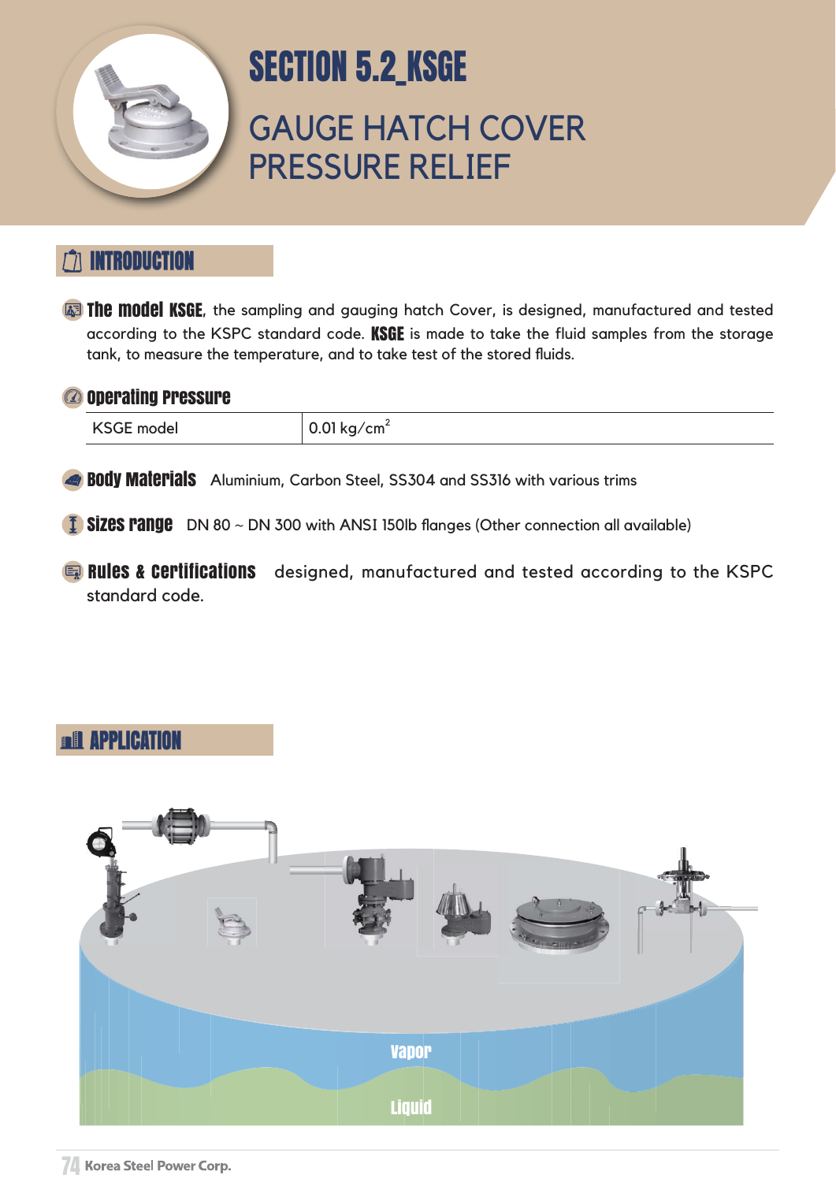# SECTION 5.2_KSGE

# GAUGE HATCH COVER PRESSURE RELIEF

## INTRODUCTION

**The model KSGE**, the sampling and gauging hatch Cover, is designed, manufactured and tested according to the KSPC standard code. **KSGE** is made to take the fluid samples from the storage tank, to measure the temperature, and to take test of the stored fluids.

**Operating Pressure**

| KSGE model | 0.01 kg/cm$^2$ |
|---|---|

**Body Materials** Aluminium, Carbon Steel, SS304 and SS316 with various trims

**Sizes range** DN 80 ~ DN 300 with ANSI 150lb flanges (Other connection all available)

**Rules & Certifications** designed, manufactured and tested according to the KSPC standard code.

## APPLICATION

Vapor

Liquid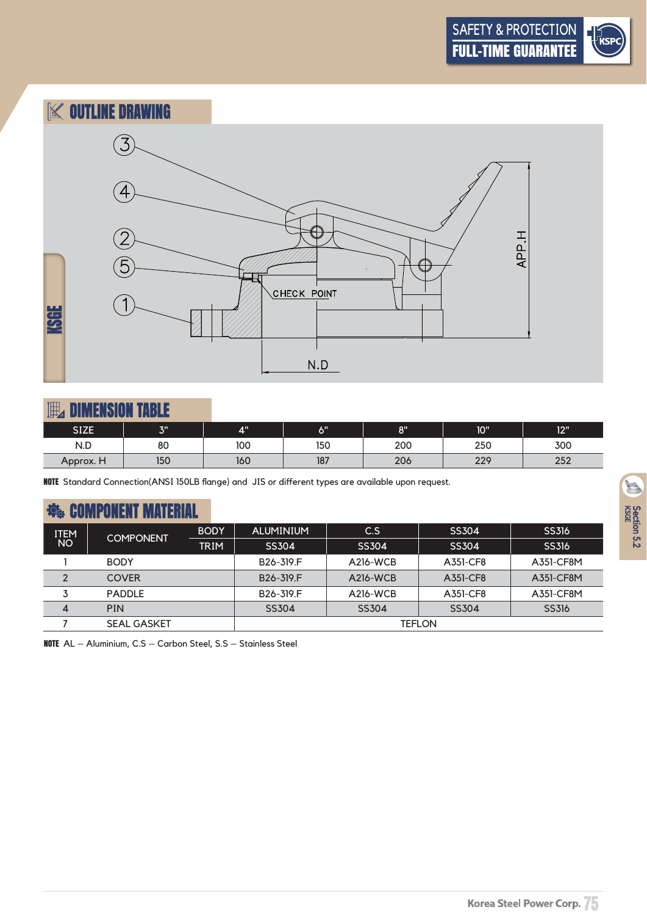## OUTLINE DRAWING

3
4
2
5
1
CHECK POINT
APP.H
N.D

## DIMENSION TABLE

| SIZE | 3" | 4" | 6" | 8" | 10" | 12" |
|---|---|---|---|---|---|---|
| N.D | 80 | 100 | 150 | 200 | 250 | 300 |
| Approx. H | 150 | 160 | 187 | 206 | 229 | 252 |

**NOTE** Standard Connection(ANSI 150LB flange) and JIS or different types are available upon request.

## COMPONENT MATERIAL

| ITEM NO | COMPONENT | BODY | ALUMINIUM | C.S | SS304 | SS316 |
|---|---|---|---|---|---|---|
| | | TRIM | SS304 | SS304 | SS304 | SS316 |
| 1 | BODY | | B26-319.F | A216-WCB | A351-CF8 | A351-CF8M |
| 2 | COVER | | B26-319.F | A216-WCB | A351-CF8 | A351-CF8M |
| 3 | PADDLE | | B26-319.F | A216-WCB | A351-CF8 | A351-CF8M |
| 4 | PIN | | SS304 | SS304 | SS304 | SS316 |
| 7 | SEAL GASKET | | TEFLON | | | |

**NOTE** AL – Aluminium, C.S – Carbon Steel, S.S – Stainless Steel